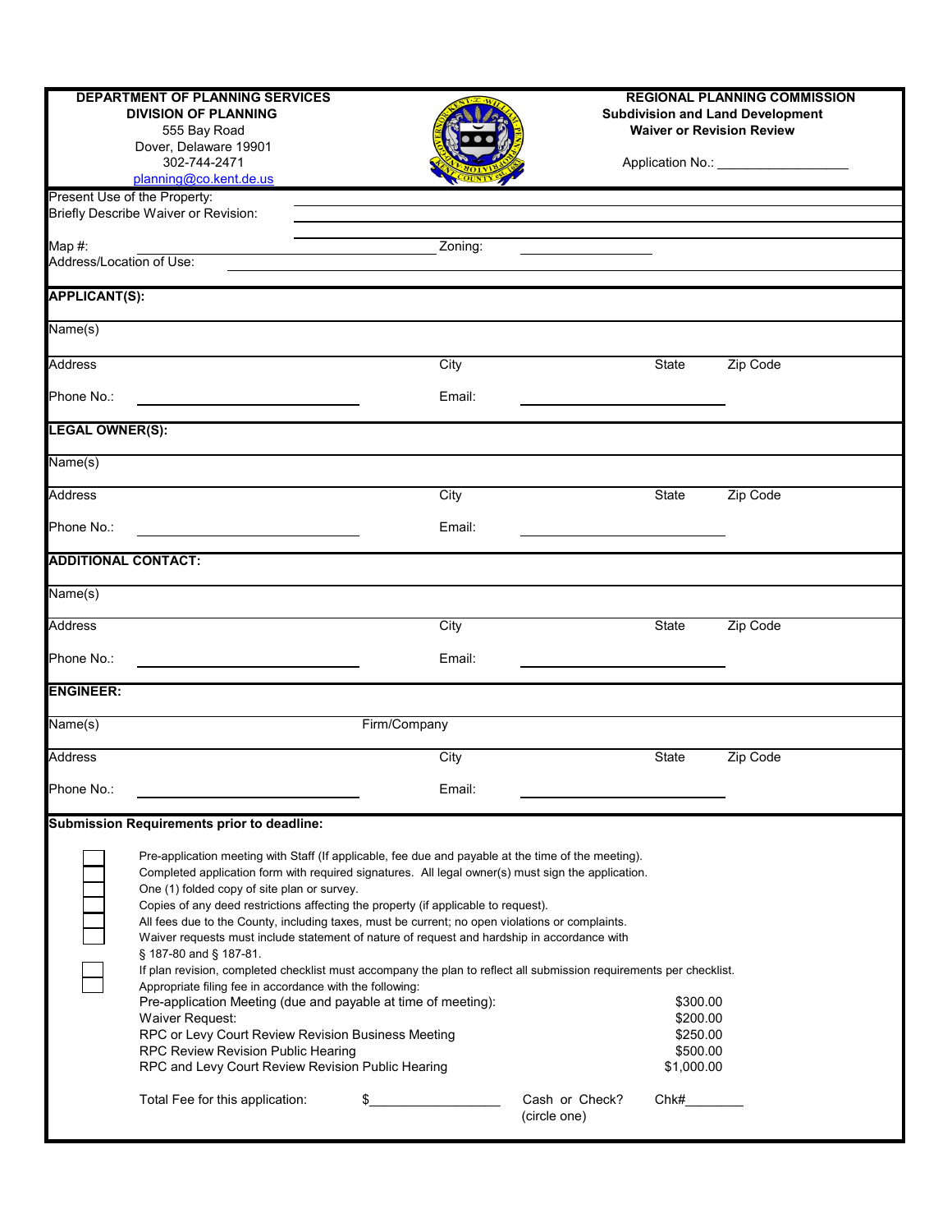**DEPARTMENT OF PLANNING SERVICES**
**DIVISION OF PLANNING**
555 Bay Road
Dover, Delaware 19901
302-744-2471
planning@co.kent.de.us

**REGIONAL PLANNING COMMISSION**
**Subdivision and Land Development**
**Waiver or Revision Review**

Application No.: ___________________

Present Use of the Property: ______________________________

Briefly Describe Waiver or Revision: ______________________________

Map #: ______________________________ Zoning: ______________

Address/Location of Use: ______________________________

**APPLICANT(S):**

Name(s)

Address | City | State | Zip Code

Phone No.: ______________________ Email: ______________________

**LEGAL OWNER(S):**

Name(s)

Address | City | State | Zip Code

Phone No.: ______________________ Email: ______________________

**ADDITIONAL CONTACT:**

Name(s)

Address | City | State | Zip Code

Phone No.: ______________________ Email: ______________________

**ENGINEER:**

Name(s) | Firm/Company

Address | City | State | Zip Code

Phone No.: ______________________ Email: ______________________

**Submission Requirements prior to deadline:**

- ☐ Pre-application meeting with Staff (If applicable, fee due and payable at the time of the meeting).
- ☐ Completed application form with required signatures. All legal owner(s) must sign the application.
- ☐ One (1) folded copy of site plan or survey.
- ☐ Copies of any deed restrictions affecting the property (if applicable to request).
- ☐ All fees due to the County, including taxes, must be current; no open violations or complaints.
- ☐ Waiver requests must include statement of nature of request and hardship in accordance with § 187-80 and § 187-81.
- ☐ If plan revision, completed checklist must accompany the plan to reflect all submission requirements per checklist.
- ☐ Appropriate filing fee in accordance with the following:

| | |
|---|---|
| Pre-application Meeting (due and payable at time of meeting): | $300.00 |
| Waiver Request: | $200.00 |
| RPC or Levy Court Review Revision Business Meeting | $250.00 |
| RPC Review Revision Public Hearing | $500.00 |
| RPC and Levy Court Review Revision Public Hearing | $1,000.00 |

Total Fee for this application: $__________________ Cash or Check? (circle one) Chk#________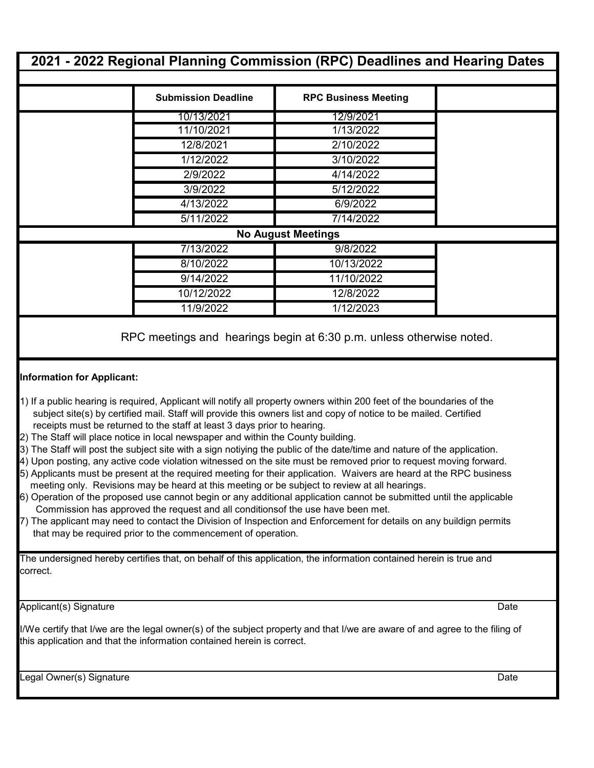## 2021 - 2022 Regional Planning Commission (RPC) Deadlines and Hearing Dates

| | Submission Deadline | RPC Business Meeting | |
|---|---|---|---|
| | 10/13/2021 | 12/9/2021 | |
| | 11/10/2021 | 1/13/2022 | |
| | 12/8/2021 | 2/10/2022 | |
| | 1/12/2022 | 3/10/2022 | |
| | 2/9/2022 | 4/14/2022 | |
| | 3/9/2022 | 5/12/2022 | |
| | 4/13/2022 | 6/9/2022 | |
| | 5/11/2022 | 7/14/2022 | |
| | **No August Meetings** | | |
| | 7/13/2022 | 9/8/2022 | |
| | 8/10/2022 | 10/13/2022 | |
| | 9/14/2022 | 11/10/2022 | |
| | 10/12/2022 | 12/8/2022 | |
| | 11/9/2022 | 1/12/2023 | |

RPC meetings and hearings begin at 6:30 p.m. unless otherwise noted.

**Information for Applicant:**

1) If a public hearing is required, Applicant will notify all property owners within 200 feet of the boundaries of the subject site(s) by certified mail. Staff will provide this owners list and copy of notice to be mailed. Certified receipts must be returned to the staff at least 3 days prior to hearing.
2) The Staff will place notice in local newspaper and within the County building.
3) The Staff will post the subject site with a sign notiying the public of the date/time and nature of the application.
4) Upon posting, any active code violation witnessed on the site must be removed prior to request moving forward.
5) Applicants must be present at the required meeting for their application. Waivers are heard at the RPC business meeting only. Revisions may be heard at this meeting or be subject to review at all hearings.
6) Operation of the proposed use cannot begin or any additional application cannot be submitted until the applicable Commission has approved the request and all conditionsof the use have been met.
7) The applicant may need to contact the Division of Inspection and Enforcement for details on any buildign permits that may be required prior to the commencement of operation.

The undersigned hereby certifies that, on behalf of this application, the information contained herein is true and correct.

Applicant(s) Signature Date

I/We certify that I/we are the legal owner(s) of the subject property and that I/we are aware of and agree to the filing of this application and that the information contained herein is correct.

Legal Owner(s) Signature Date